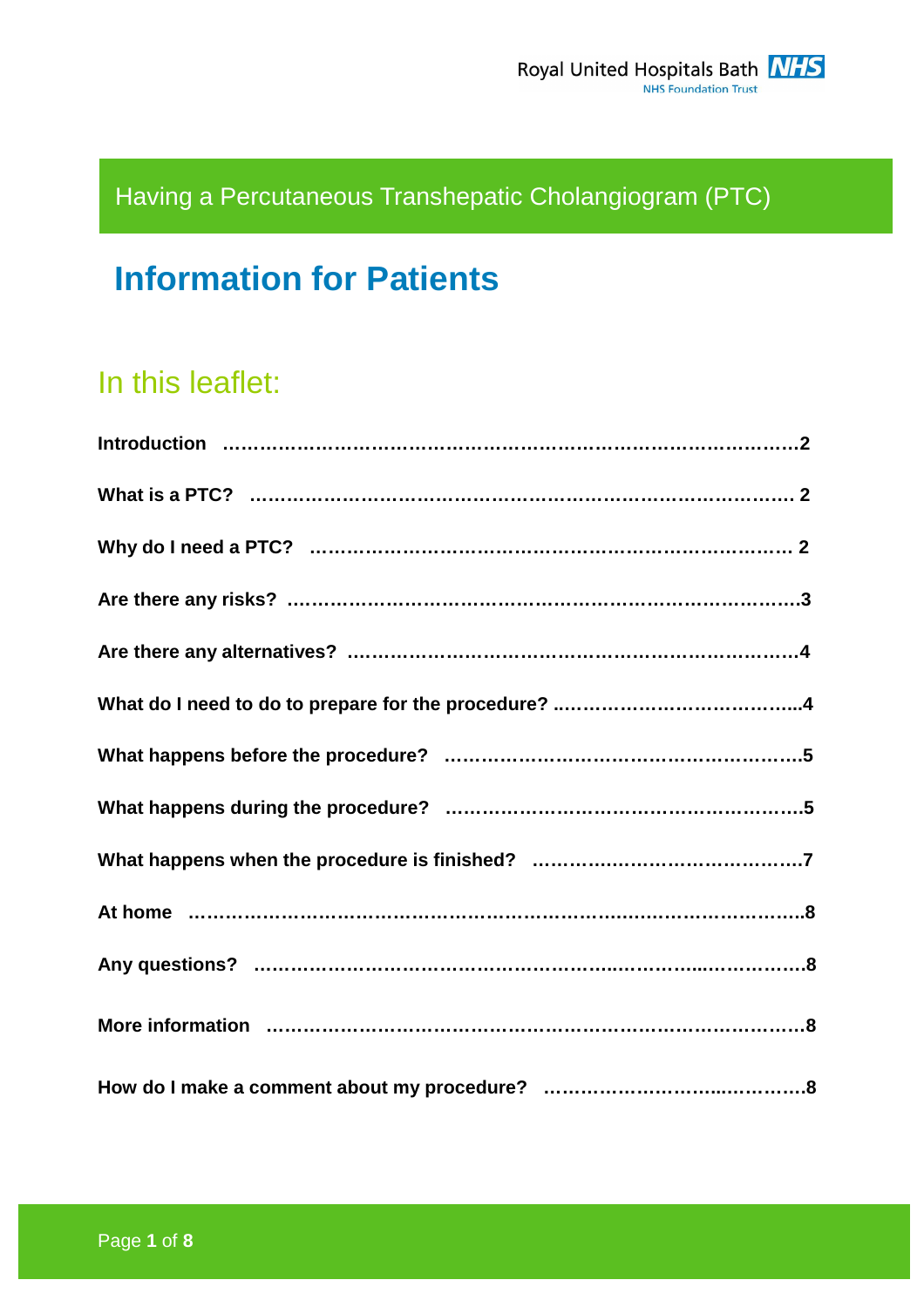Royal United Hospitals Bath NHS Foundation Trust

# Having a Percutaneous Transhepatic Cholangiogram (PTC)

# Information for Patients

## In this leaflet:

**Introduction ……………………………………………………………………………2**

**What is a PTC? ……………………………………………………………………… 2**

**Why do I need a PTC? ……………………………………………………………… 2**

**Are there any risks? …………………………………………………………………3**

**Are there any alternatives? …………………………………………………………4**

**What do I need to do to prepare for the procedure? …………………………………..4**

**What happens before the procedure? ………………………………………………5**

**What happens during the procedure? ………………………………………………5**

**What happens when the procedure is finished? ……………………………………7**

**At home …………………………………………………………………………………8**

**Any questions? …………………………………………………………………………8**

**More information ………………………………………………………………………8**

**How do I make a comment about my procedure? …………………………………8**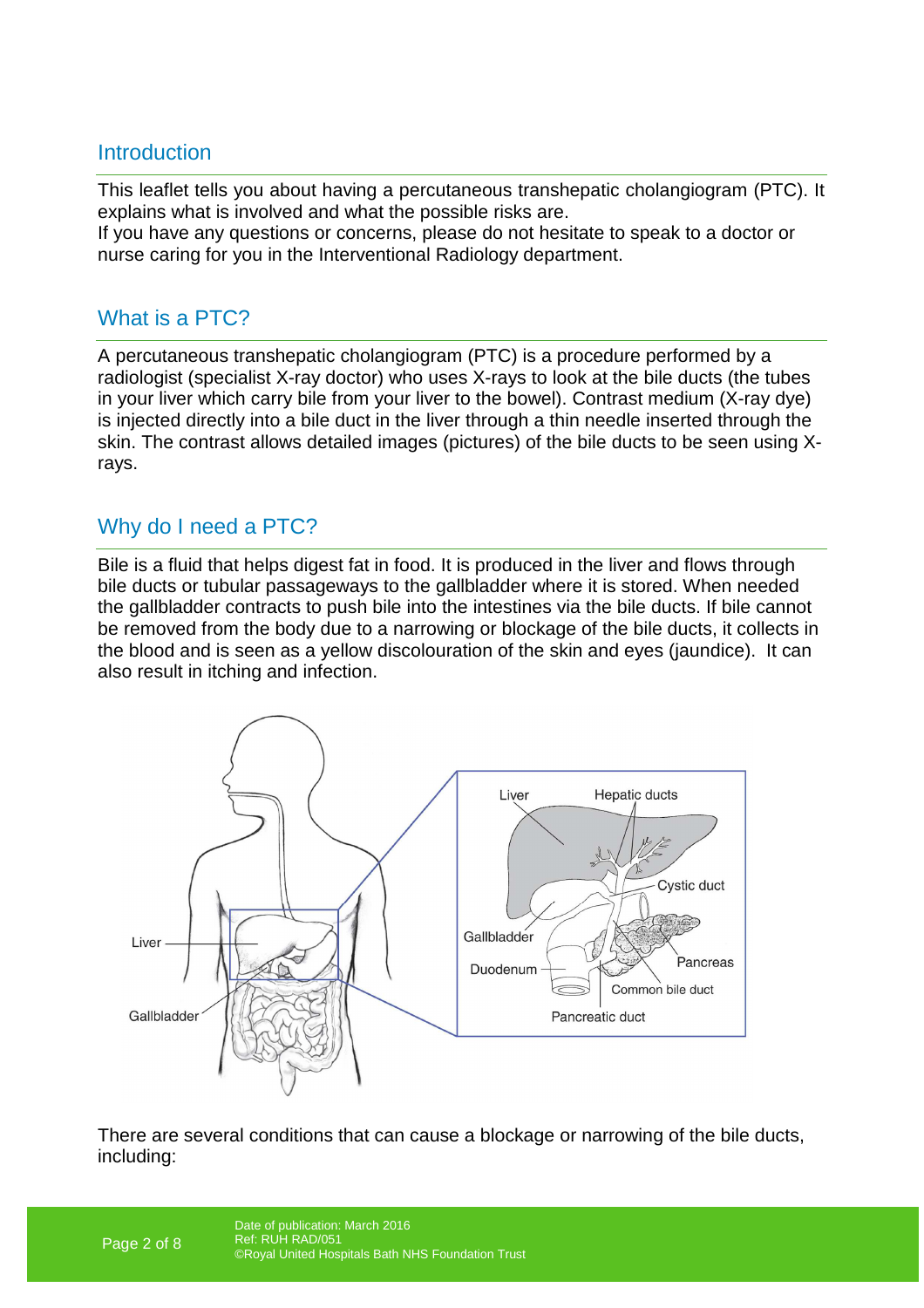## Introduction

This leaflet tells you about having a percutaneous transhepatic cholangiogram (PTC). It explains what is involved and what the possible risks are.
If you have any questions or concerns, please do not hesitate to speak to a doctor or nurse caring for you in the Interventional Radiology department.

## What is a PTC?

A percutaneous transhepatic cholangiogram (PTC) is a procedure performed by a radiologist (specialist X-ray doctor) who uses X-rays to look at the bile ducts (the tubes in your liver which carry bile from your liver to the bowel). Contrast medium (X-ray dye) is injected directly into a bile duct in the liver through a thin needle inserted through the skin. The contrast allows detailed images (pictures) of the bile ducts to be seen using X-rays.

## Why do I need a PTC?

Bile is a fluid that helps digest fat in food. It is produced in the liver and flows through bile ducts or tubular passageways to the gallbladder where it is stored. When needed the gallbladder contracts to push bile into the intestines via the bile ducts. If bile cannot be removed from the body due to a narrowing or blockage of the bile ducts, it collects in the blood and is seen as a yellow discolouration of the skin and eyes (jaundice). It can also result in itching and infection.

There are several conditions that can cause a blockage or narrowing of the bile ducts, including: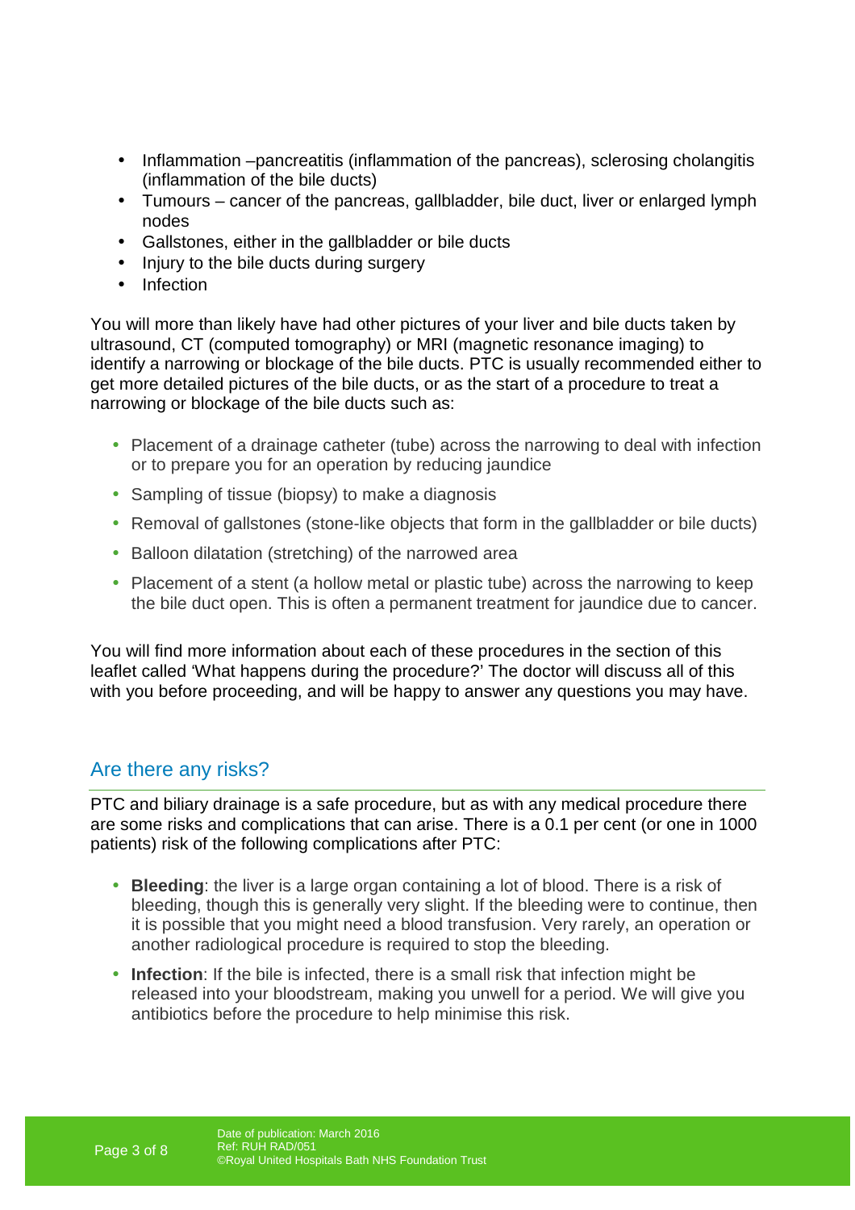- Inflammation –pancreatitis (inflammation of the pancreas), sclerosing cholangitis (inflammation of the bile ducts)
- Tumours – cancer of the pancreas, gallbladder, bile duct, liver or enlarged lymph nodes
- Gallstones, either in the gallbladder or bile ducts
- Injury to the bile ducts during surgery
- Infection

You will more than likely have had other pictures of your liver and bile ducts taken by ultrasound, CT (computed tomography) or MRI (magnetic resonance imaging) to identify a narrowing or blockage of the bile ducts. PTC is usually recommended either to get more detailed pictures of the bile ducts, or as the start of a procedure to treat a narrowing or blockage of the bile ducts such as:

- Placement of a drainage catheter (tube) across the narrowing to deal with infection or to prepare you for an operation by reducing jaundice
- Sampling of tissue (biopsy) to make a diagnosis
- Removal of gallstones (stone-like objects that form in the gallbladder or bile ducts)
- Balloon dilatation (stretching) of the narrowed area
- Placement of a stent (a hollow metal or plastic tube) across the narrowing to keep the bile duct open. This is often a permanent treatment for jaundice due to cancer.

You will find more information about each of these procedures in the section of this leaflet called 'What happens during the procedure?' The doctor will discuss all of this with you before proceeding, and will be happy to answer any questions you may have.

## Are there any risks?

PTC and biliary drainage is a safe procedure, but as with any medical procedure there are some risks and complications that can arise. There is a 0.1 per cent (or one in 1000 patients) risk of the following complications after PTC:

- **Bleeding**: the liver is a large organ containing a lot of blood. There is a risk of bleeding, though this is generally very slight. If the bleeding were to continue, then it is possible that you might need a blood transfusion. Very rarely, an operation or another radiological procedure is required to stop the bleeding.
- **Infection**: If the bile is infected, there is a small risk that infection might be released into your bloodstream, making you unwell for a period. We will give you antibiotics before the procedure to help minimise this risk.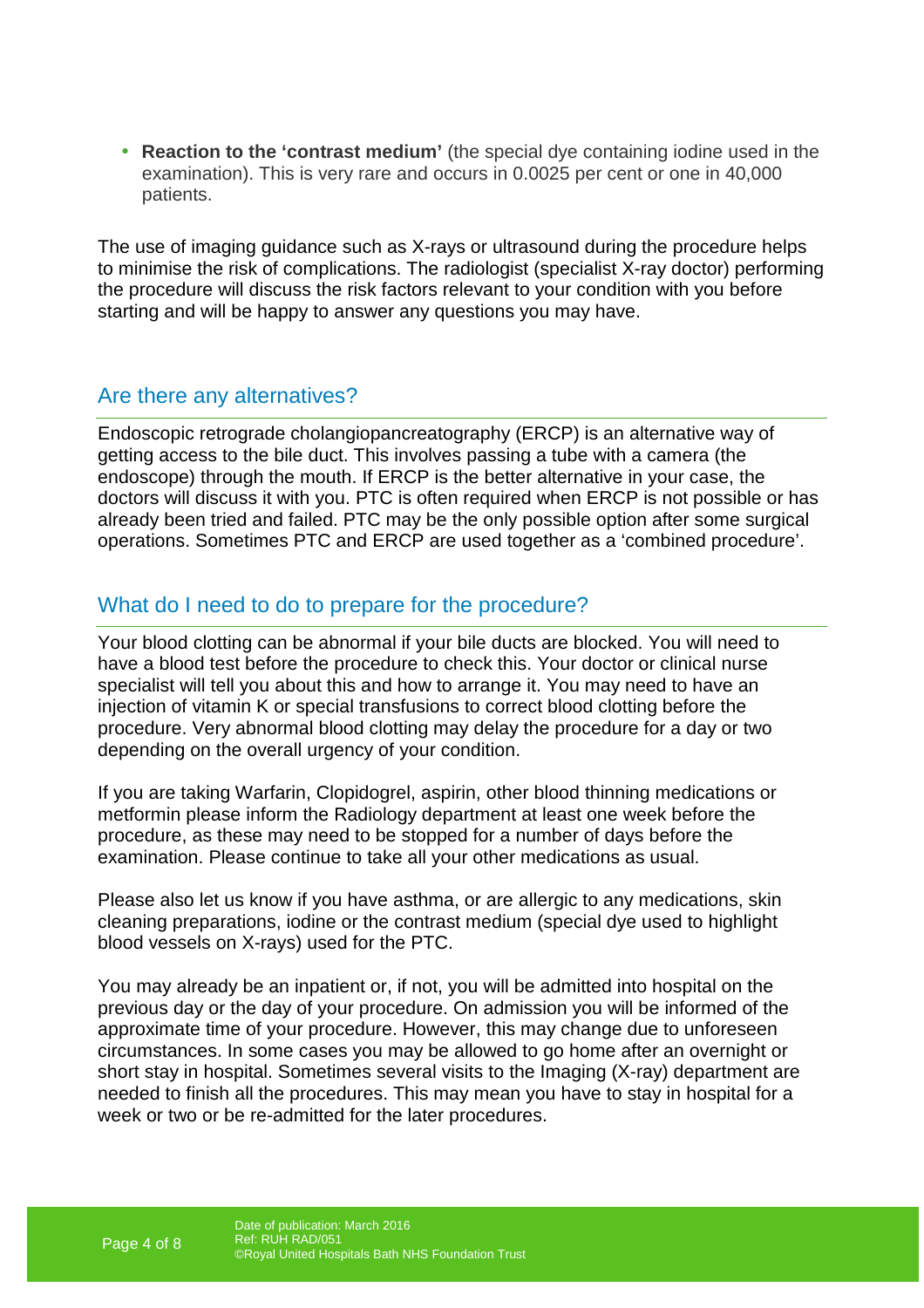- **Reaction to the 'contrast medium'** (the special dye containing iodine used in the examination). This is very rare and occurs in 0.0025 per cent or one in 40,000 patients.

The use of imaging guidance such as X-rays or ultrasound during the procedure helps to minimise the risk of complications. The radiologist (specialist X-ray doctor) performing the procedure will discuss the risk factors relevant to your condition with you before starting and will be happy to answer any questions you may have.

## Are there any alternatives?

Endoscopic retrograde cholangiopancreatography (ERCP) is an alternative way of getting access to the bile duct. This involves passing a tube with a camera (the endoscope) through the mouth. If ERCP is the better alternative in your case, the doctors will discuss it with you. PTC is often required when ERCP is not possible or has already been tried and failed. PTC may be the only possible option after some surgical operations. Sometimes PTC and ERCP are used together as a 'combined procedure'.

## What do I need to do to prepare for the procedure?

Your blood clotting can be abnormal if your bile ducts are blocked. You will need to have a blood test before the procedure to check this. Your doctor or clinical nurse specialist will tell you about this and how to arrange it. You may need to have an injection of vitamin K or special transfusions to correct blood clotting before the procedure. Very abnormal blood clotting may delay the procedure for a day or two depending on the overall urgency of your condition.

If you are taking Warfarin, Clopidogrel, aspirin, other blood thinning medications or metformin please inform the Radiology department at least one week before the procedure, as these may need to be stopped for a number of days before the examination. Please continue to take all your other medications as usual.

Please also let us know if you have asthma, or are allergic to any medications, skin cleaning preparations, iodine or the contrast medium (special dye used to highlight blood vessels on X-rays) used for the PTC.

You may already be an inpatient or, if not, you will be admitted into hospital on the previous day or the day of your procedure. On admission you will be informed of the approximate time of your procedure. However, this may change due to unforeseen circumstances. In some cases you may be allowed to go home after an overnight or short stay in hospital. Sometimes several visits to the Imaging (X-ray) department are needed to finish all the procedures. This may mean you have to stay in hospital for a week or two or be re-admitted for the later procedures.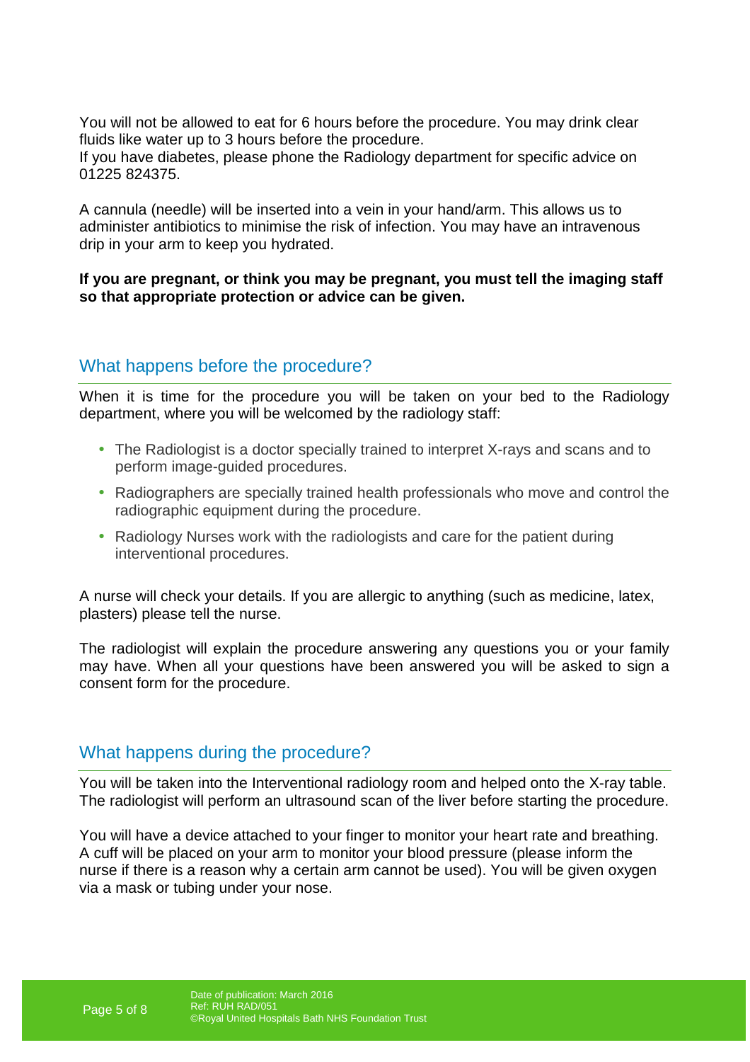You will not be allowed to eat for 6 hours before the procedure. You may drink clear fluids like water up to 3 hours before the procedure.
If you have diabetes, please phone the Radiology department for specific advice on 01225 824375.

A cannula (needle) will be inserted into a vein in your hand/arm. This allows us to administer antibiotics to minimise the risk of infection. You may have an intravenous drip in your arm to keep you hydrated.

**If you are pregnant, or think you may be pregnant, you must tell the imaging staff so that appropriate protection or advice can be given.**

## What happens before the procedure?

When it is time for the procedure you will be taken on your bed to the Radiology department, where you will be welcomed by the radiology staff:

- The Radiologist is a doctor specially trained to interpret X-rays and scans and to perform image-guided procedures.
- Radiographers are specially trained health professionals who move and control the radiographic equipment during the procedure.
- Radiology Nurses work with the radiologists and care for the patient during interventional procedures.

A nurse will check your details. If you are allergic to anything (such as medicine, latex, plasters) please tell the nurse.

The radiologist will explain the procedure answering any questions you or your family may have. When all your questions have been answered you will be asked to sign a consent form for the procedure.

## What happens during the procedure?

You will be taken into the Interventional radiology room and helped onto the X-ray table. The radiologist will perform an ultrasound scan of the liver before starting the procedure.

You will have a device attached to your finger to monitor your heart rate and breathing. A cuff will be placed on your arm to monitor your blood pressure (please inform the nurse if there is a reason why a certain arm cannot be used). You will be given oxygen via a mask or tubing under your nose.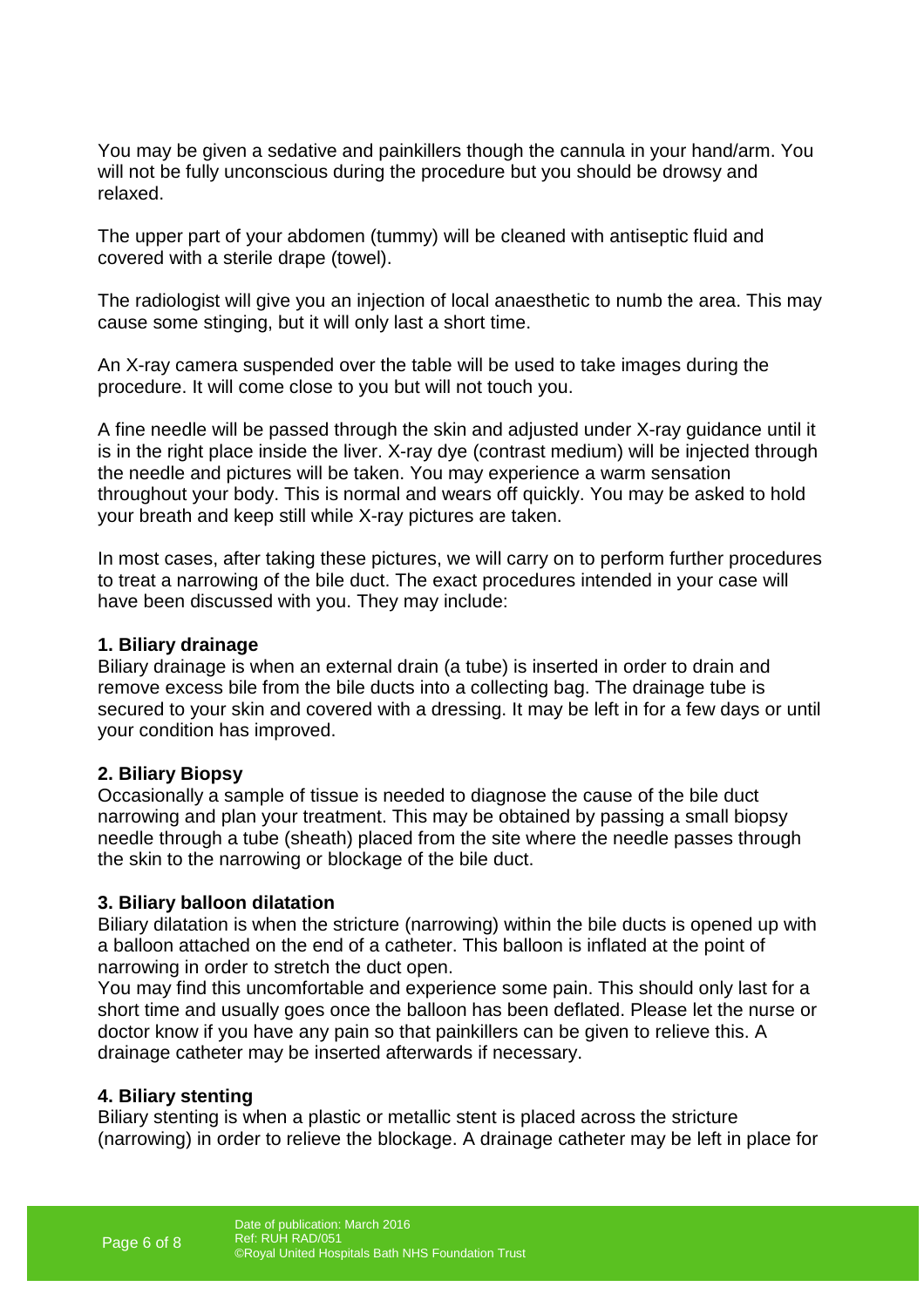You may be given a sedative and painkillers though the cannula in your hand/arm. You will not be fully unconscious during the procedure but you should be drowsy and relaxed.

The upper part of your abdomen (tummy) will be cleaned with antiseptic fluid and covered with a sterile drape (towel).

The radiologist will give you an injection of local anaesthetic to numb the area. This may cause some stinging, but it will only last a short time.

An X-ray camera suspended over the table will be used to take images during the procedure. It will come close to you but will not touch you.

A fine needle will be passed through the skin and adjusted under X-ray guidance until it is in the right place inside the liver. X-ray dye (contrast medium) will be injected through the needle and pictures will be taken. You may experience a warm sensation throughout your body. This is normal and wears off quickly. You may be asked to hold your breath and keep still while X-ray pictures are taken.

In most cases, after taking these pictures, we will carry on to perform further procedures to treat a narrowing of the bile duct. The exact procedures intended in your case will have been discussed with you. They may include:

**1. Biliary drainage**
Biliary drainage is when an external drain (a tube) is inserted in order to drain and remove excess bile from the bile ducts into a collecting bag. The drainage tube is secured to your skin and covered with a dressing. It may be left in for a few days or until your condition has improved.

**2. Biliary Biopsy**
Occasionally a sample of tissue is needed to diagnose the cause of the bile duct narrowing and plan your treatment. This may be obtained by passing a small biopsy needle through a tube (sheath) placed from the site where the needle passes through the skin to the narrowing or blockage of the bile duct.

**3. Biliary balloon dilatation**
Biliary dilatation is when the stricture (narrowing) within the bile ducts is opened up with a balloon attached on the end of a catheter. This balloon is inflated at the point of narrowing in order to stretch the duct open.
You may find this uncomfortable and experience some pain. This should only last for a short time and usually goes once the balloon has been deflated. Please let the nurse or doctor know if you have any pain so that painkillers can be given to relieve this. A drainage catheter may be inserted afterwards if necessary.

**4. Biliary stenting**
Biliary stenting is when a plastic or metallic stent is placed across the stricture (narrowing) in order to relieve the blockage. A drainage catheter may be left in place for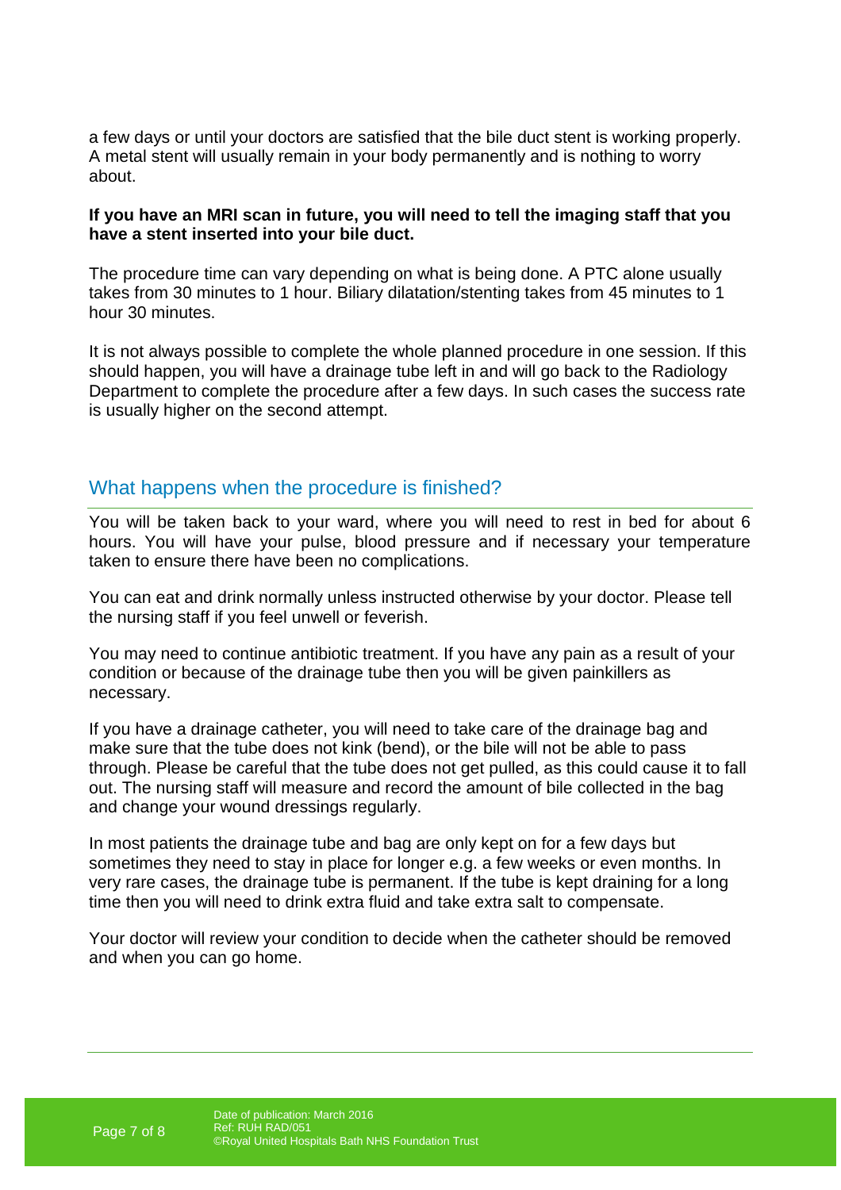a few days or until your doctors are satisfied that the bile duct stent is working properly. A metal stent will usually remain in your body permanently and is nothing to worry about.

**If you have an MRI scan in future, you will need to tell the imaging staff that you have a stent inserted into your bile duct.**

The procedure time can vary depending on what is being done. A PTC alone usually takes from 30 minutes to 1 hour. Biliary dilatation/stenting takes from 45 minutes to 1 hour 30 minutes.

It is not always possible to complete the whole planned procedure in one session. If this should happen, you will have a drainage tube left in and will go back to the Radiology Department to complete the procedure after a few days. In such cases the success rate is usually higher on the second attempt.

## What happens when the procedure is finished?

You will be taken back to your ward, where you will need to rest in bed for about 6 hours. You will have your pulse, blood pressure and if necessary your temperature taken to ensure there have been no complications.

You can eat and drink normally unless instructed otherwise by your doctor. Please tell the nursing staff if you feel unwell or feverish.

You may need to continue antibiotic treatment. If you have any pain as a result of your condition or because of the drainage tube then you will be given painkillers as necessary.

If you have a drainage catheter, you will need to take care of the drainage bag and make sure that the tube does not kink (bend), or the bile will not be able to pass through. Please be careful that the tube does not get pulled, as this could cause it to fall out. The nursing staff will measure and record the amount of bile collected in the bag and change your wound dressings regularly.

In most patients the drainage tube and bag are only kept on for a few days but sometimes they need to stay in place for longer e.g. a few weeks or even months. In very rare cases, the drainage tube is permanent. If the tube is kept draining for a long time then you will need to drink extra fluid and take extra salt to compensate.

Your doctor will review your condition to decide when the catheter should be removed and when you can go home.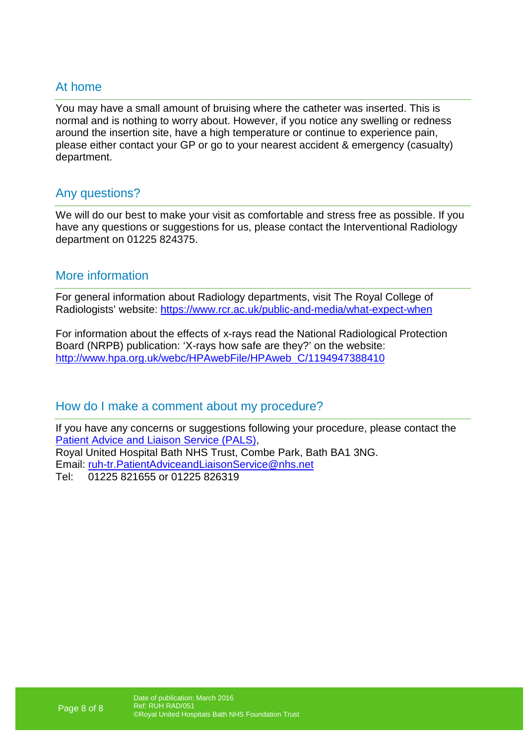## At home

You may have a small amount of bruising where the catheter was inserted. This is normal and is nothing to worry about. However, if you notice any swelling or redness around the insertion site, have a high temperature or continue to experience pain, please either contact your GP or go to your nearest accident & emergency (casualty) department.

## Any questions?

We will do our best to make your visit as comfortable and stress free as possible. If you have any questions or suggestions for us, please contact the Interventional Radiology department on 01225 824375.

## More information

For general information about Radiology departments, visit The Royal College of Radiologists' website: https://www.rcr.ac.uk/public-and-media/what-expect-when

For information about the effects of x-rays read the National Radiological Protection Board (NRPB) publication: 'X-rays how safe are they?' on the website: http://www.hpa.org.uk/webc/HPAwebFile/HPAweb_C/1194947388410

## How do I make a comment about my procedure?

If you have any concerns or suggestions following your procedure, please contact the Patient Advice and Liaison Service (PALS),
Royal United Hospital Bath NHS Trust, Combe Park, Bath BA1 3NG.
Email: ruh-tr.PatientAdviceandLiaisonService@nhs.net
Tel: 01225 821655 or 01225 826319

Date of publication: March 2016
Ref: RUH RAD/051
©Royal United Hospitals Bath NHS Foundation Trust